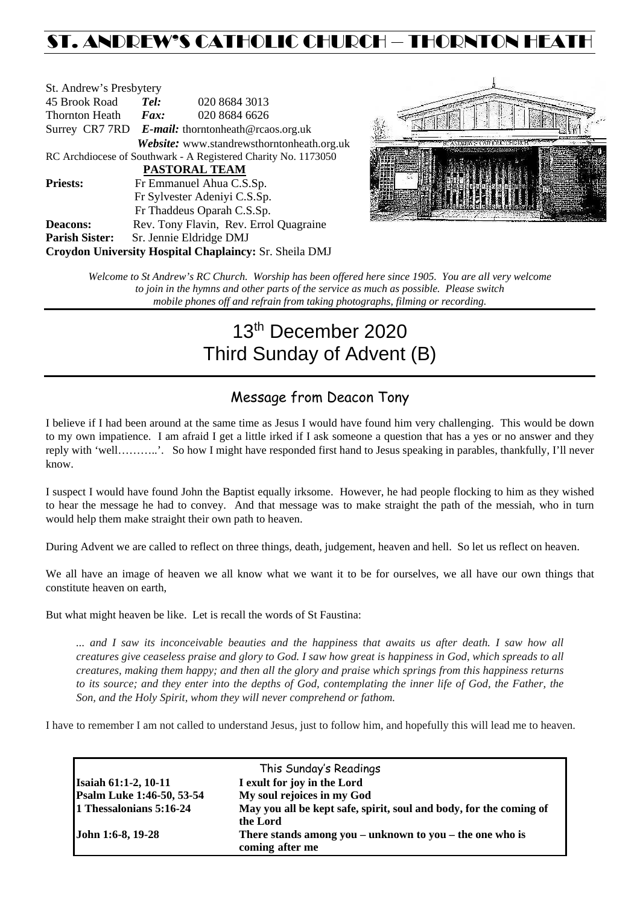# ST. ANDREW'S CATHOLIC CHURCH – THORNTON HEATH

St. Andrew's Presbytery
45 Brook Road  *Tel:* 020 8684 3013
Thornton Heath  *Fax:* 020 8684 6626
Surrey CR7 7RD  *E-mail:* thorntonheath@rcaos.org.uk
*Website:* www.standrewsthorntonheath.org.uk
RC Archdiocese of Southwark - A Registered Charity No. 1173050

**PASTORAL TEAM**

**Priests:** Fr Emmanuel Ahua C.S.Sp.
Fr Sylvester Adeniyi C.S.Sp.
Fr Thaddeus Oparah C.S.Sp.
**Deacons:** Rev. Tony Flavin, Rev. Errol Quagraine
**Parish Sister:** Sr. Jennie Eldridge DMJ
**Croydon University Hospital Chaplaincy:** Sr. Sheila DMJ

*Welcome to St Andrew's RC Church. Worship has been offered here since 1905. You are all very welcome to join in the hymns and other parts of the service as much as possible. Please switch mobile phones off and refrain from taking photographs, filming or recording.*

# 13th December 2020
# Third Sunday of Advent (B)

## Message from Deacon Tony

I believe if I had been around at the same time as Jesus I would have found him very challenging. This would be down to my own impatience. I am afraid I get a little irked if I ask someone a question that has a yes or no answer and they reply with 'well………..'. So how I might have responded first hand to Jesus speaking in parables, thankfully, I'll never know.

I suspect I would have found John the Baptist equally irksome. However, he had people flocking to him as they wished to hear the message he had to convey. And that message was to make straight the path of the messiah, who in turn would help them make straight their own path to heaven.

During Advent we are called to reflect on three things, death, judgement, heaven and hell. So let us reflect on heaven.

We all have an image of heaven we all know what we want it to be for ourselves, we all have our own things that constitute heaven on earth,

But what might heaven be like. Let is recall the words of St Faustina:

*... and I saw its inconceivable beauties and the happiness that awaits us after death. I saw how all creatures give ceaseless praise and glory to God. I saw how great is happiness in God, which spreads to all creatures, making them happy; and then all the glory and praise which springs from this happiness returns to its source; and they enter into the depths of God, contemplating the inner life of God, the Father, the Son, and the Holy Spirit, whom they will never comprehend or fathom.*

I have to remember I am not called to understand Jesus, just to follow him, and hopefully this will lead me to heaven.

| This Sunday's Readings | |
|---|---|
| **Isaiah 61:1-2, 10-11** | **I exult for joy in the Lord** |
| **Psalm Luke 1:46-50, 53-54** | **My soul rejoices in my God** |
| **1 Thessalonians 5:16-24** | **May you all be kept safe, spirit, soul and body, for the coming of the Lord** |
| **John 1:6-8, 19-28** | **There stands among you – unknown to you – the one who is coming after me** |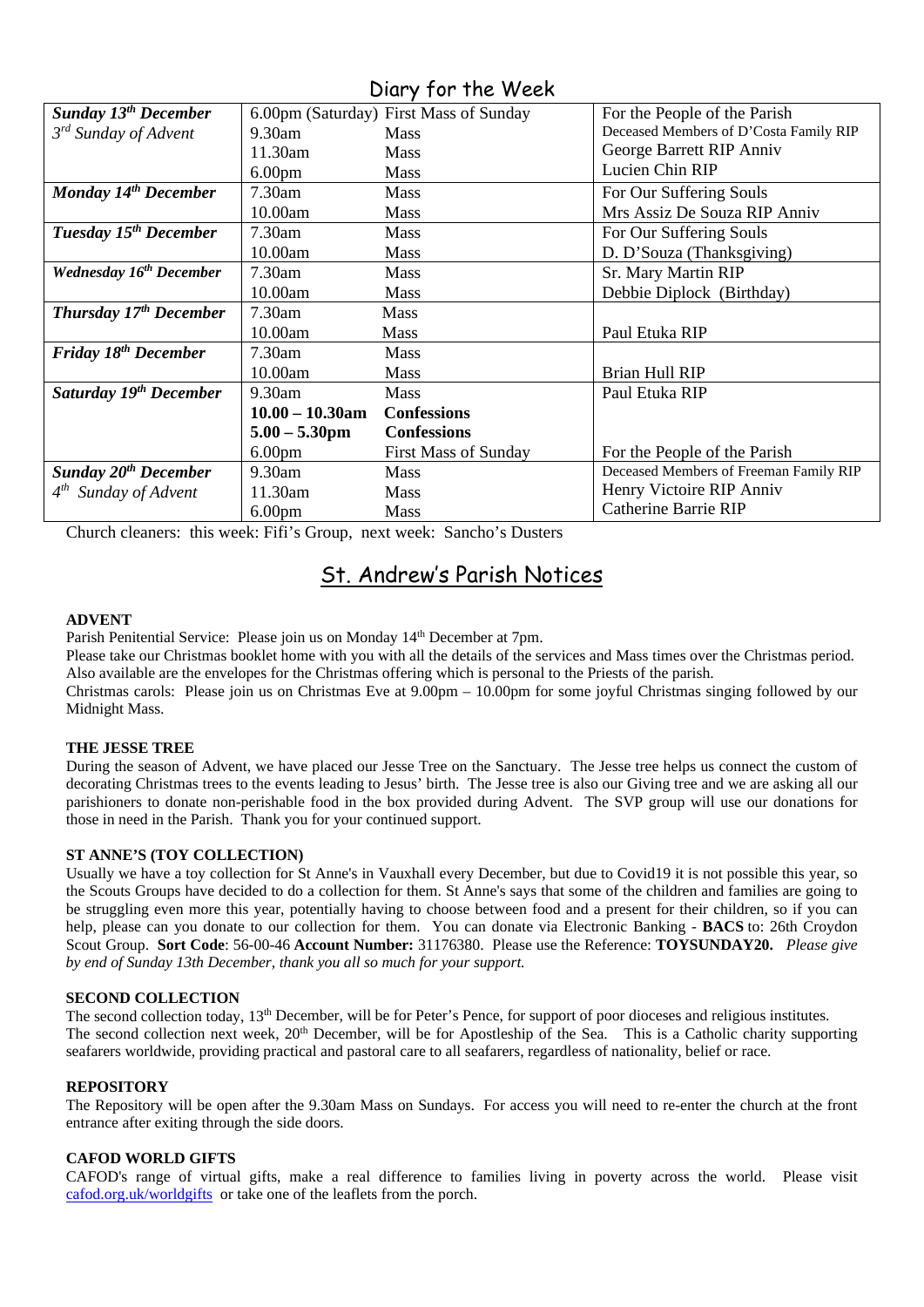## Diary for the Week

| | | | |
|---|---|---|---|
| ***Sunday 13th December*** | 6.00pm (Saturday) | First Mass of Sunday | For the People of the Parish |
| *3rd Sunday of Advent* | 9.30am | Mass | Deceased Members of D'Costa Family RIP |
| | 11.30am | Mass | George Barrett RIP Anniv |
| | 6.00pm | Mass | Lucien Chin RIP |
| ***Monday 14th December*** | 7.30am | Mass | For Our Suffering Souls |
| | 10.00am | Mass | Mrs Assiz De Souza RIP Anniv |
| ***Tuesday 15th December*** | 7.30am | Mass | For Our Suffering Souls |
| | 10.00am | Mass | D. D'Souza (Thanksgiving) |
| ***Wednesday 16th December*** | 7.30am | Mass | Sr. Mary Martin RIP |
| | 10.00am | Mass | Debbie Diplock (Birthday) |
| ***Thursday 17th December*** | 7.30am | Mass | |
| | 10.00am | Mass | Paul Etuka RIP |
| ***Friday 18th December*** | 7.30am | Mass | |
| | 10.00am | Mass | Brian Hull RIP |
| ***Saturday 19th December*** | 9.30am | Mass | Paul Etuka RIP |
| | **10.00 – 10.30am** | **Confessions** | |
| | **5.00 – 5.30pm** | **Confessions** | |
| | 6.00pm | First Mass of Sunday | For the People of the Parish |
| ***Sunday 20th December*** | 9.30am | Mass | Deceased Members of Freeman Family RIP |
| *4th Sunday of Advent* | 11.30am | Mass | Henry Victoire RIP Anniv |
| | 6.00pm | Mass | Catherine Barrie RIP |

Church cleaners: this week: Fifi's Group, next week: Sancho's Dusters

## St. Andrew's Parish Notices

**ADVENT**

Parish Penitential Service: Please join us on Monday 14th December at 7pm.

Please take our Christmas booklet home with you with all the details of the services and Mass times over the Christmas period. Also available are the envelopes for the Christmas offering which is personal to the Priests of the parish.

Christmas carols: Please join us on Christmas Eve at 9.00pm – 10.00pm for some joyful Christmas singing followed by our Midnight Mass.

**THE JESSE TREE**

During the season of Advent, we have placed our Jesse Tree on the Sanctuary. The Jesse tree helps us connect the custom of decorating Christmas trees to the events leading to Jesus' birth. The Jesse tree is also our Giving tree and we are asking all our parishioners to donate non-perishable food in the box provided during Advent. The SVP group will use our donations for those in need in the Parish. Thank you for your continued support.

**ST ANNE'S (TOY COLLECTION)**

Usually we have a toy collection for St Anne's in Vauxhall every December, but due to Covid19 it is not possible this year, so the Scouts Groups have decided to do a collection for them. St Anne's says that some of the children and families are going to be struggling even more this year, potentially having to choose between food and a present for their children, so if you can help, please can you donate to our collection for them. You can donate via Electronic Banking - **BACS** to: 26th Croydon Scout Group. **Sort Code**: 56-00-46 **Account Number:** 31176380. Please use the Reference: **TOYSUNDAY20.** *Please give by end of Sunday 13th December, thank you all so much for your support.*

**SECOND COLLECTION**

The second collection today, 13th December, will be for Peter's Pence, for support of poor dioceses and religious institutes.
The second collection next week, 20th December, will be for Apostleship of the Sea. This is a Catholic charity supporting seafarers worldwide, providing practical and pastoral care to all seafarers, regardless of nationality, belief or race.

**REPOSITORY**

The Repository will be open after the 9.30am Mass on Sundays. For access you will need to re-enter the church at the front entrance after exiting through the side doors.

**CAFOD WORLD GIFTS**

CAFOD's range of virtual gifts, make a real difference to families living in poverty across the world. Please visit cafod.org.uk/worldgifts or take one of the leaflets from the porch.